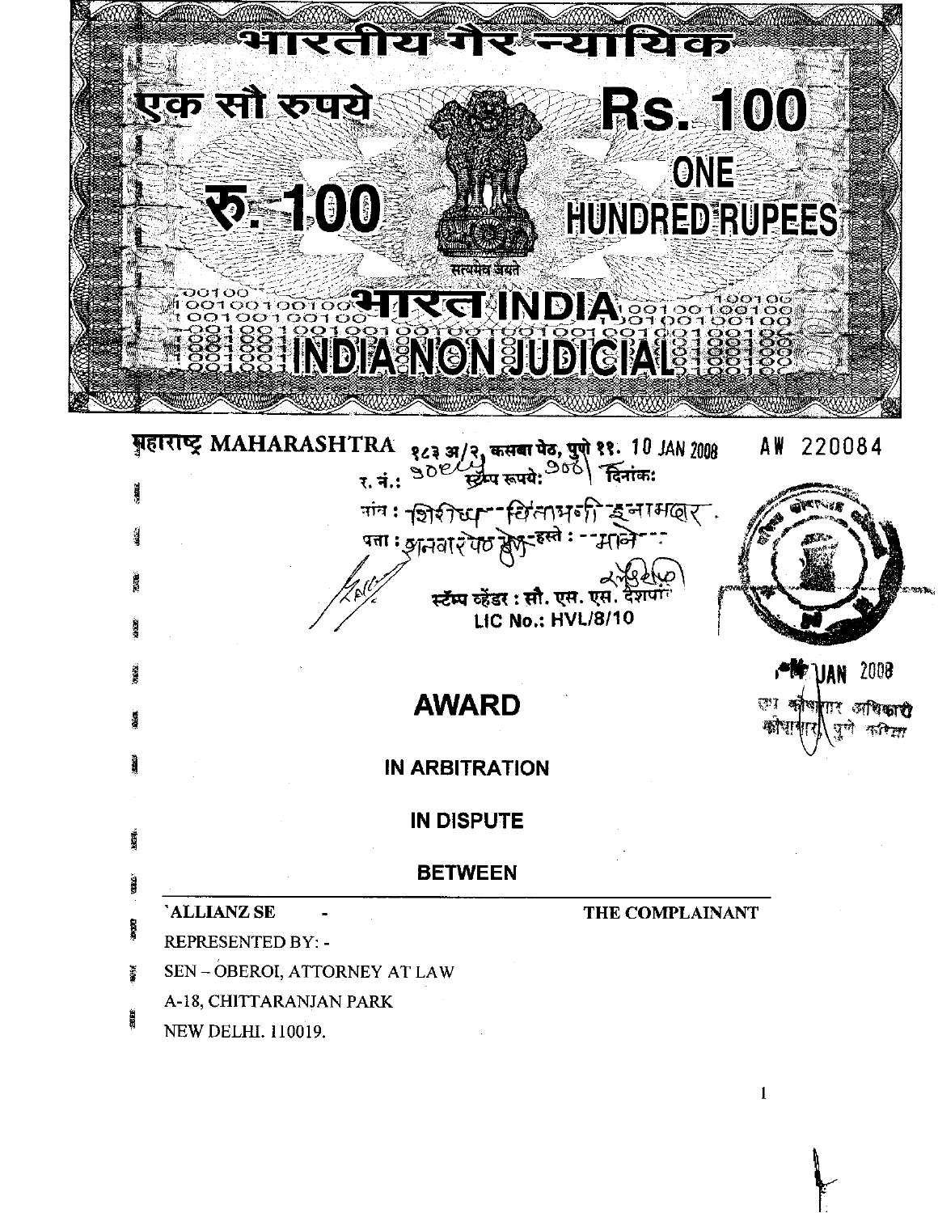भारतीय गैर न्यायिक

एक सौ रुपये Rs. 100

रु. 100 ONE HUNDRED RUPEES

सत्यमेव जयते

भारत INDIA

INDIA NON JUDICIAL

महाराष्ट्र MAHARASHTRA १८३ अ/२, कसबा पेठ, पुणे ११. 10 JAN 2008 AW 220084

र. नं.: ९०८५ स्टॅम्प रुपये: १०० दिनांक:

नांव : शिरीष चिंतामणी इनामदार.

पत्ता : शनवार पेठ पुणे हस्ते : माने

स्टॅम्प व्हेंडर : सौ. एस. एस. देशपांडे

LIC No.: HVL/8/10

JAN 2008

कोषागार अधिकारी कोषागार पुणे शहर

# AWARD

## IN ARBITRATION

## IN DISPUTE

## BETWEEN

**ALLIANZ SE** - **THE COMPLAINANT**

REPRESENTED BY: -

SEN – OBEROI, ATTORNEY AT LAW

A-18, CHITTARANJAN PARK

NEW DELHI. 110019.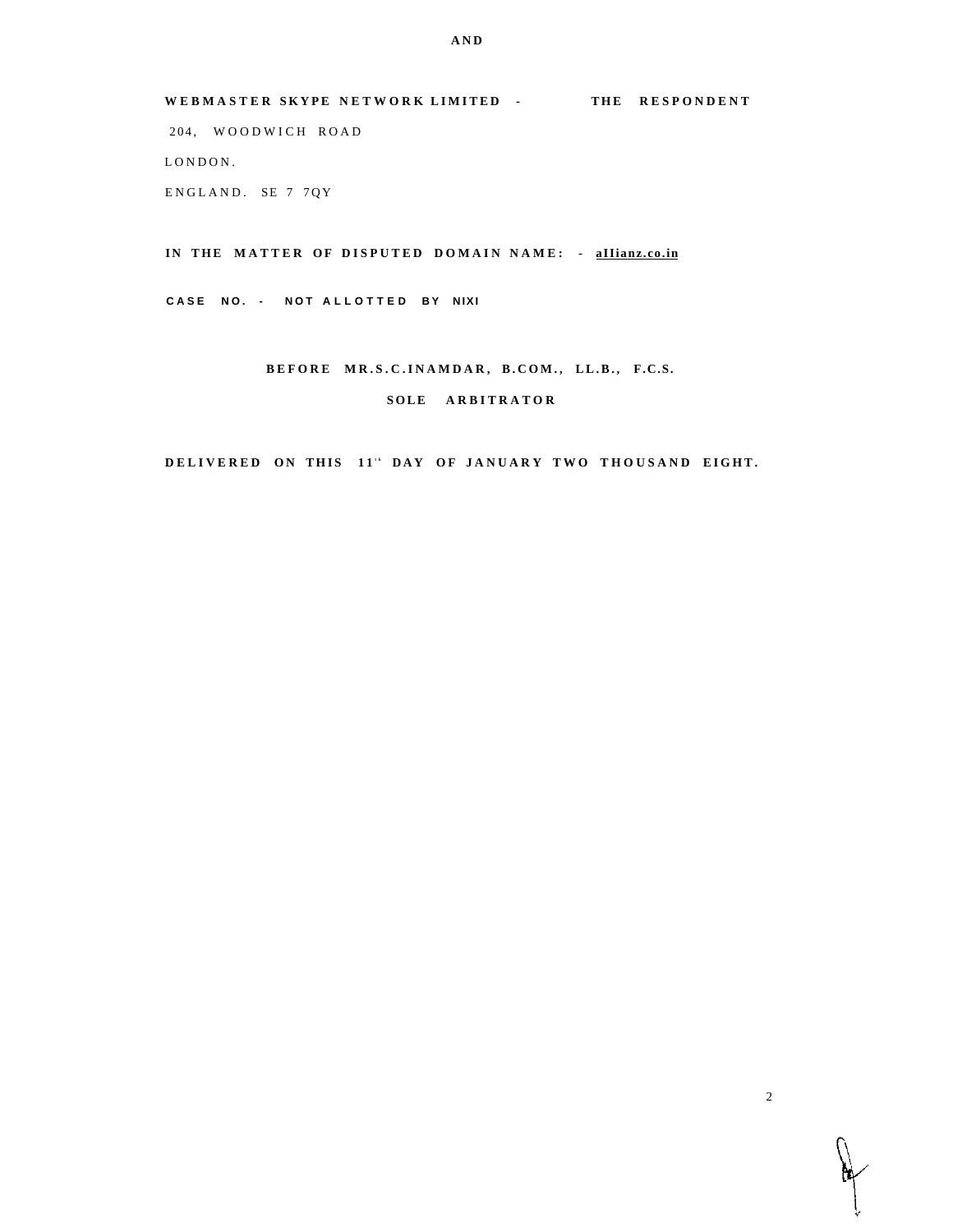**AND**

**WEBMASTER SKYPE NETWORK LIMITED - THE RESPONDENT**

204, WOODWICH ROAD

LONDON.

ENGLAND. SE 7 7QY

**IN THE MATTER OF DISPUTED DOMAIN NAME: - aIIianz.co.in**

**CASE NO. - NOT ALLOTTED BY NIXI**

**BEFORE MR.S.C.INAMDAR, B.COM., LL.B., F.C.S.**

**SOLE ARBITRATOR**

**DELIVERED ON THIS 11th DAY OF JANUARY TWO THOUSAND EIGHT.**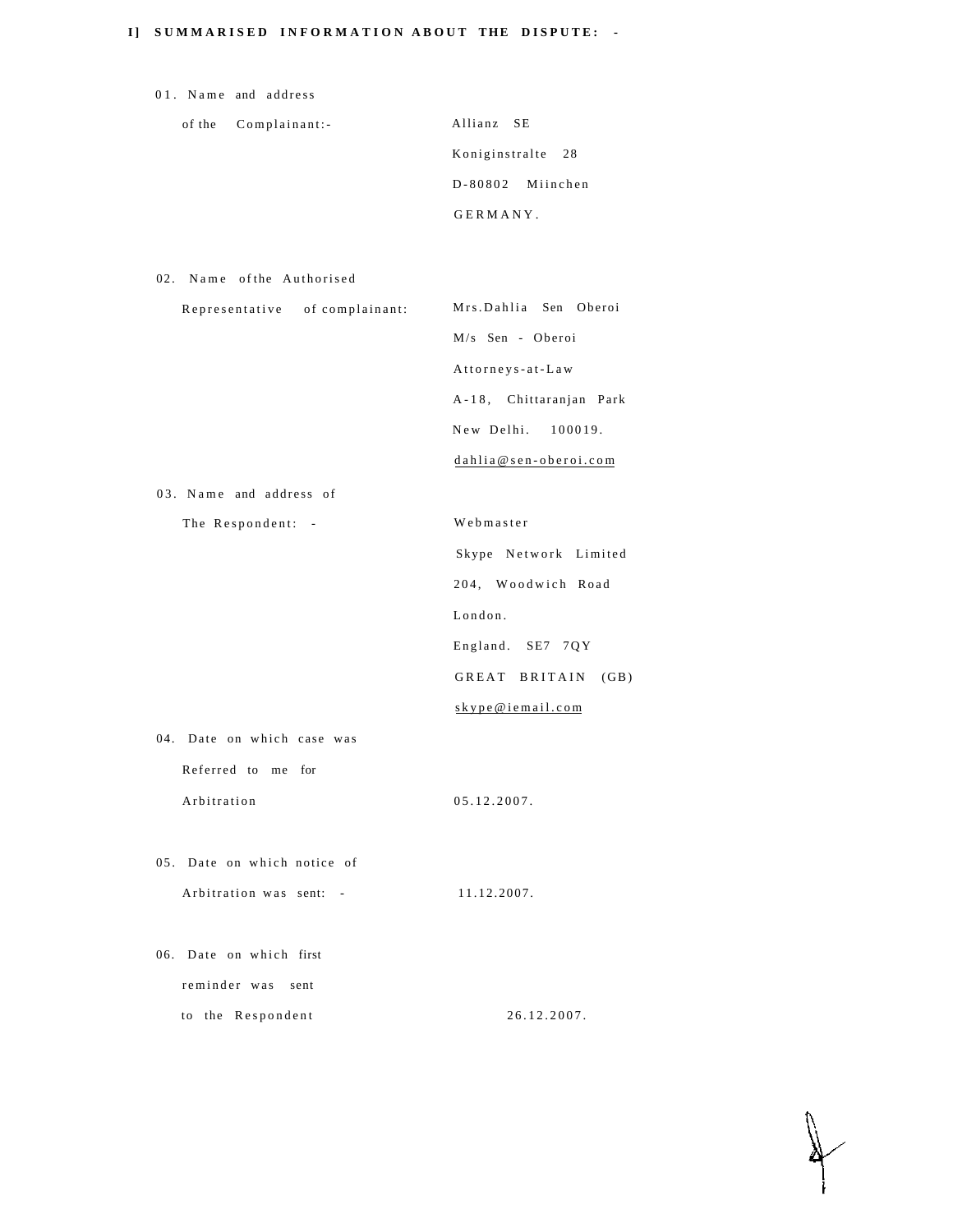## I] SUMMARISED INFORMATION ABOUT THE DISPUTE: -

| | |
|---|---|
| 01. Name and address of the Complainant:- | Allianz SE<br>Koniginstralte 28<br>D-80802 Miinchen<br>GERMANY. |
| 02. Name ofthe Authorised Representative of complainant: | Mrs.Dahlia Sen Oberoi<br>M/s Sen - Oberoi<br>Attorneys-at-Law<br>A-18, Chittaranjan Park<br>New Delhi. 100019.<br>dahlia@sen-oberoi.com |
| 03. Name and address of The Respondent: - | Webmaster<br>Skype Network Limited<br>204, Woodwich Road<br>London.<br>England. SE7 7QY<br>GREAT BRITAIN (GB)<br>skype@iemail.com |
| 04. Date on which case was Referred to me for Arbitration | 05.12.2007. |
| 05. Date on which notice of Arbitration was sent: - | 11.12.2007. |
| 06. Date on which first reminder was sent to the Respondent | 26.12.2007. |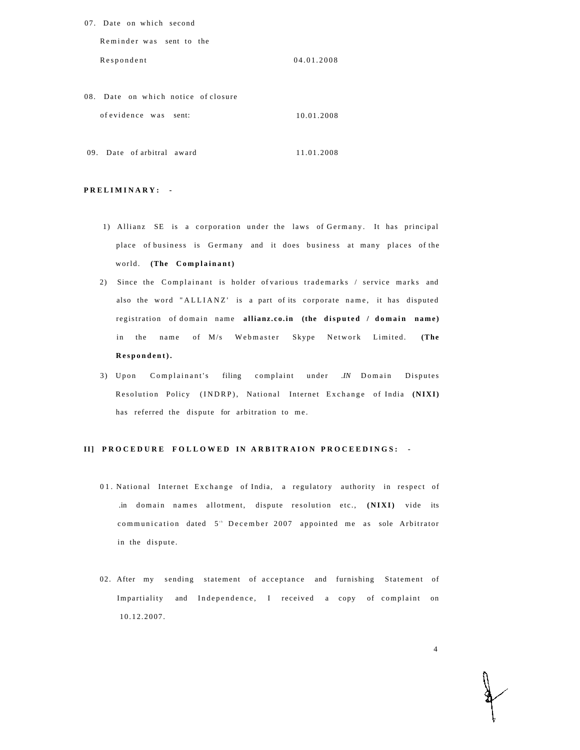07. Date on which second Reminder was sent to the Respondent &nbsp;&nbsp;&nbsp;&nbsp; 04.01.2008

08. Date on which notice of closure of evidence was sent: &nbsp;&nbsp;&nbsp;&nbsp; 10.01.2008

09. Date of arbitral award &nbsp;&nbsp;&nbsp;&nbsp; 11.01.2008

**PRELIMINARY: -**

1) Allianz SE is a corporation under the laws of Germany. It has principal place of business is Germany and it does business at many places of the world. **(The Complainant)**

2) Since the Complainant is holder of various trademarks / service marks and also the word "ALLIANZ' is a part of its corporate name, it has disputed registration of domain name **allianz.co.in (the disputed / domain name)** in the name of M/s Webmaster Skype Network Limited. **(The Respondent).**

3) Upon Complainant's filing complaint under *.IN* Domain Disputes Resolution Policy (INDRP), National Internet Exchange of India **(NIXI)** has referred the dispute for arbitration to me.

**II] PROCEDURE FOLLOWED IN ARBITRAION PROCEEDINGS: -**

01. National Internet Exchange of India, a regulatory authority in respect of .in domain names allotment, dispute resolution etc., **(NIXI)** vide its communication dated 5th December 2007 appointed me as sole Arbitrator in the dispute.

02. After my sending statement of acceptance and furnishing Statement of Impartiality and Independence, I received a copy of complaint on 10.12.2007.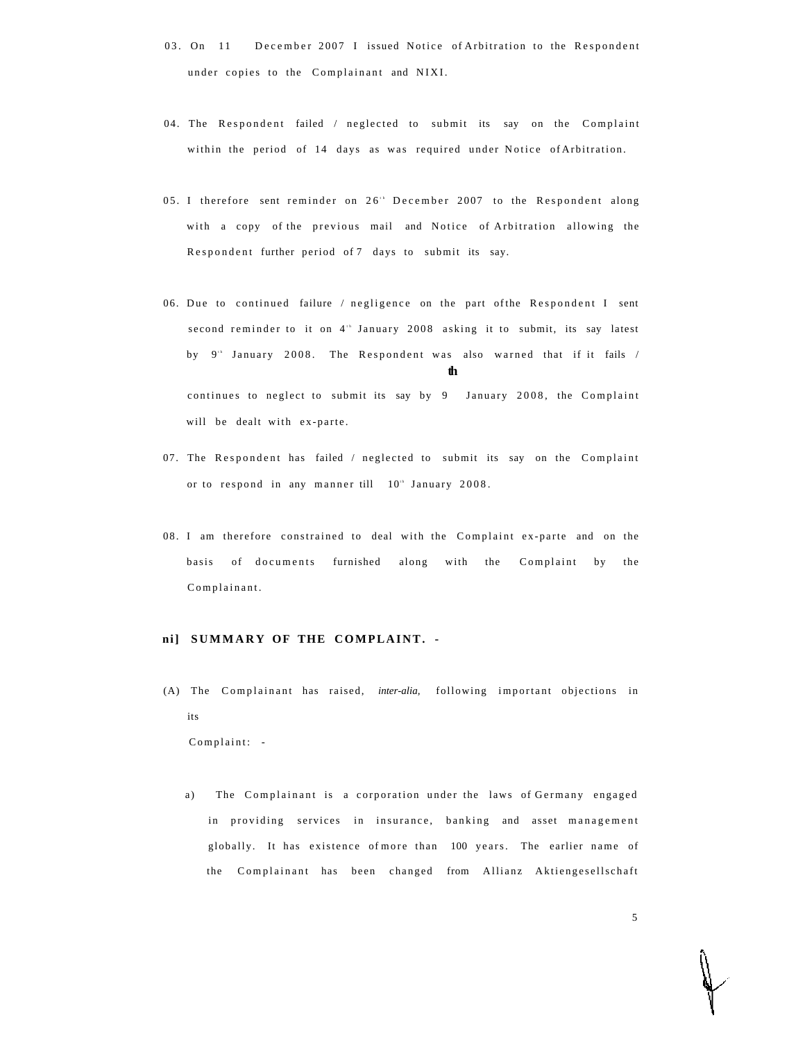03. On 11 December 2007 I issued Notice of Arbitration to the Respondent under copies to the Complainant and NIXI.

04. The Respondent failed / neglected to submit its say on the Complaint within the period of 14 days as was required under Notice of Arbitration.

05. I therefore sent reminder on 26th December 2007 to the Respondent along with a copy of the previous mail and Notice of Arbitration allowing the Respondent further period of 7 days to submit its say.

06. Due to continued failure / negligence on the part of the Respondent I sent second reminder to it on 4th January 2008 asking it to submit, its say latest by 9th January 2008. The Respondent was also warned that if it fails / continues to neglect to submit its say by 9th January 2008, the Complaint will be dealt with ex-parte.

07. The Respondent has failed / neglected to submit its say on the Complaint or to respond in any manner till 10th January 2008.

08. I am therefore constrained to deal with the Complaint ex-parte and on the basis of documents furnished along with the Complaint by the Complainant.

**ni] SUMMARY OF THE COMPLAINT. -**

(A) The Complainant has raised, *inter-alia,* following important objections in its Complaint: -

a) The Complainant is a corporation under the laws of Germany engaged in providing services in insurance, banking and asset management globally. It has existence of more than 100 years. The earlier name of the Complainant has been changed from Allianz Aktiengesellschaft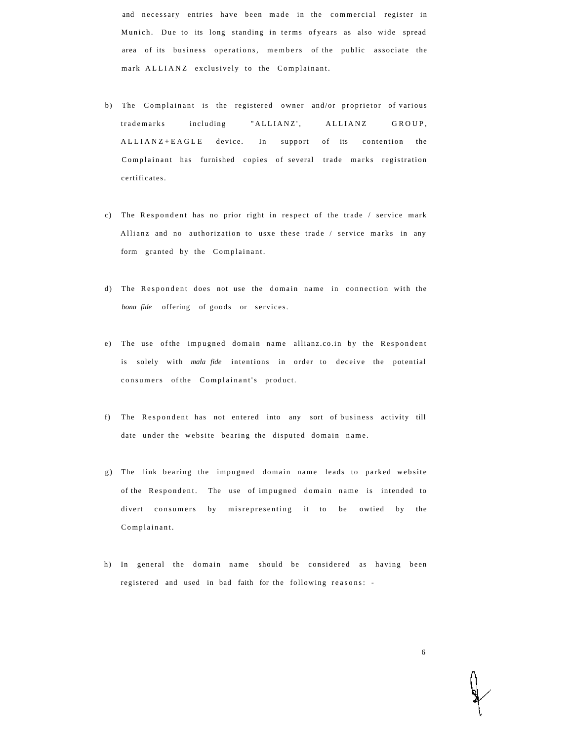and necessary entries have been made in the commercial register in Munich. Due to its long standing in terms ofyears as also wide spread area of its business operations, members of the public associate the mark ALLIANZ exclusively to the Complainant.

b) The Complainant is the registered owner and/or proprietor of various trademarks including "ALLIANZ', ALLIANZ GROUP, ALLIANZ+EAGLE device. In support of its contention the Complainant has furnished copies of several trade marks registration certificates.

c) The Respondent has no prior right in respect of the trade / service mark Allianz and no authorization to usxe these trade / service marks in any form granted by the Complainant.

d) The Respondent does not use the domain name in connection with the *bona fide* offering of goods or services.

e) The use ofthe impugned domain name allianz.co.in by the Respondent is solely with *mala fide* intentions in order to deceive the potential consumers ofthe Complainant's product.

f) The Respondent has not entered into any sort of business activity till date under the website bearing the disputed domain name.

g) The link bearing the impugned domain name leads to parked website of the Respondent. The use of impugned domain name is intended to divert consumers by misrepresenting it to be owtied by the Complainant.

h) In general the domain name should be considered as having been registered and used in bad faith for the following reasons: -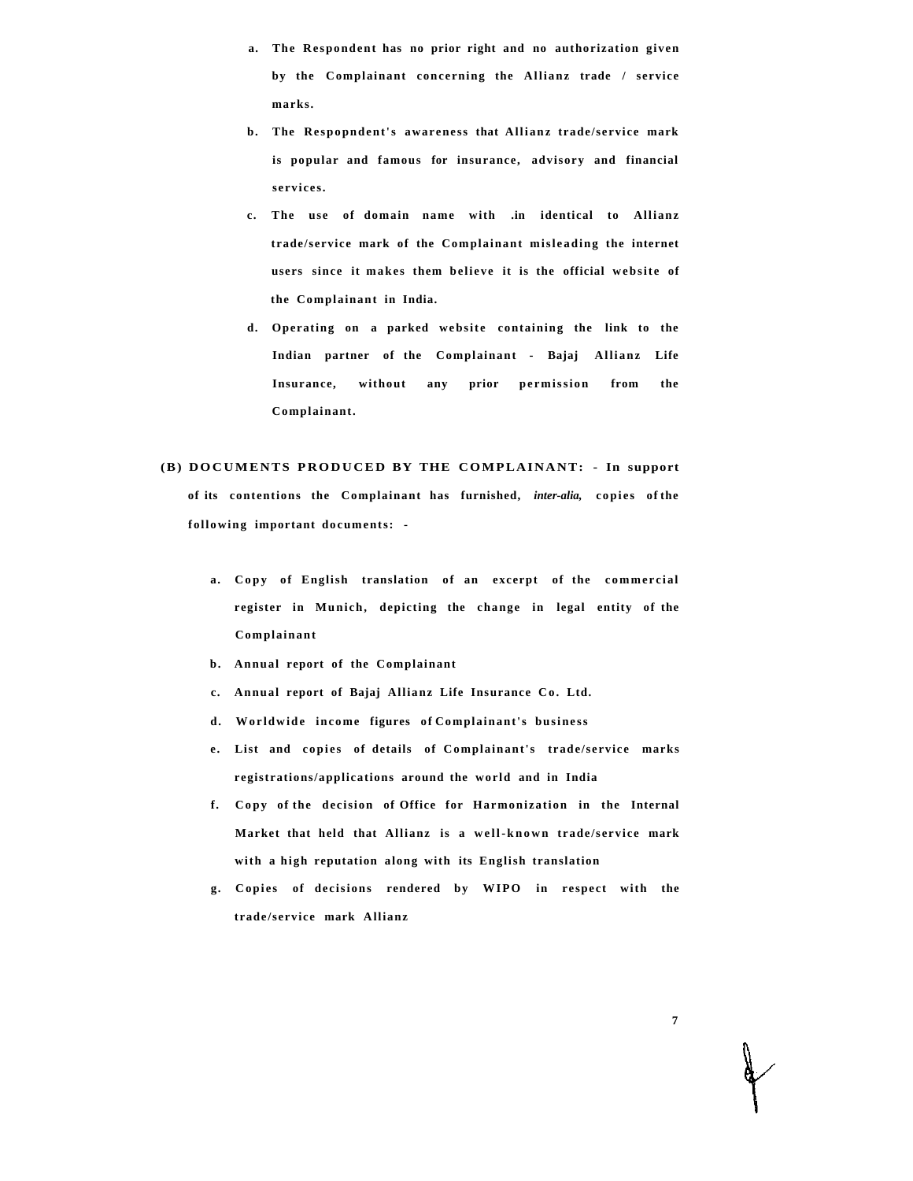a. **The Respondent has no prior right and no authorization given by the Complainant concerning the Allianz trade / service marks.**

b. **The Respopndent's awareness that Allianz trade/service mark is popular and famous for insurance, advisory and financial services.**

c. **The use of domain name with .in identical to Allianz trade/service mark of the Complainant misleading the internet users since it makes them believe it is the official website of the Complainant in India.**

d. **Operating on a parked website containing the link to the Indian partner of the Complainant - Bajaj Allianz Life Insurance, without any prior permission from the Complainant.**

**(B) DOCUMENTS PRODUCED BY THE COMPLAINANT: - In support of its contentions the Complainant has furnished, *inter-alia,* copies of the following important documents: -**

a. **Copy of English translation of an excerpt of the commercial register in Munich, depicting the change in legal entity of the Complainant**

b. **Annual report of the Complainant**

c. **Annual report of Bajaj Allianz Life Insurance Co. Ltd.**

d. **Worldwide income figures of Complainant's business**

e. **List and copies of details of Complainant's trade/service marks registrations/applications around the world and in India**

f. **Copy of the decision of Office for Harmonization in the Internal Market that held that Allianz is a well-known trade/service mark with a high reputation along with its English translation**

g. **Copies of decisions rendered by WIPO in respect with the trade/service mark Allianz**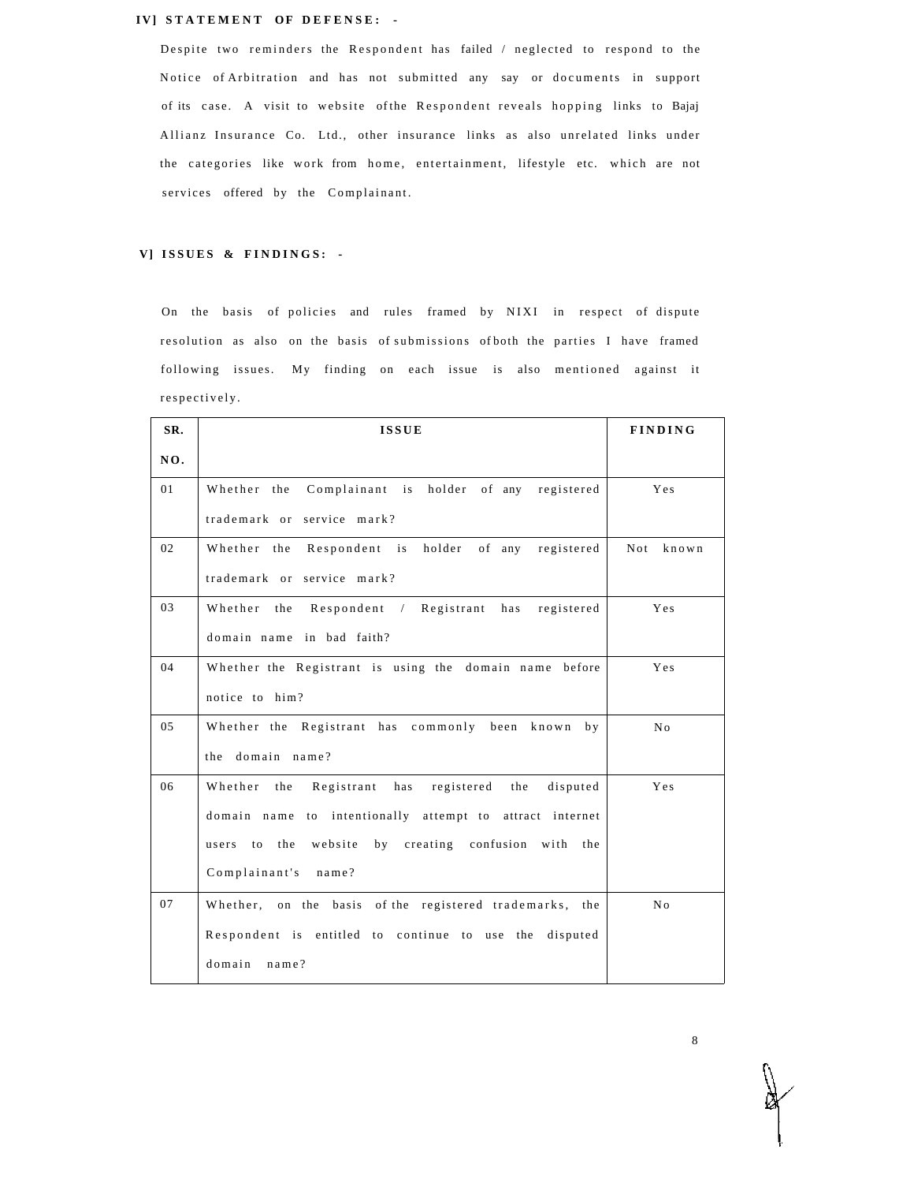## IV] STATEMENT OF DEFENSE: -

Despite two reminders the Respondent has failed / neglected to respond to the Notice of Arbitration and has not submitted any say or documents in support of its case. A visit to website ofthe Respondent reveals hopping links to Bajaj Allianz Insurance Co. Ltd., other insurance links as also unrelated links under the categories like work from home, entertainment, lifestyle etc. which are not services offered by the Complainant.

## V] ISSUES & FINDINGS: -

On the basis of policies and rules framed by NIXI in respect of dispute resolution as also on the basis of submissions ofboth the parties I have framed following issues. My finding on each issue is also mentioned against it respectively.

| SR. NO. | ISSUE | FINDING |
|---|---|---|
| 01 | Whether the Complainant is holder of any registered trademark or service mark? | Yes |
| 02 | Whether the Respondent is holder of any registered trademark or service mark? | Not known |
| 03 | Whether the Respondent / Registrant has registered domain name in bad faith? | Yes |
| 04 | Whether the Registrant is using the domain name before notice to him? | Yes |
| 05 | Whether the Registrant has commonly been known by the domain name? | No |
| 06 | Whether the Registrant has registered the disputed domain name to intentionally attempt to attract internet users to the website by creating confusion with the Complainant's name? | Yes |
| 07 | Whether, on the basis of the registered trademarks, the Respondent is entitled to continue to use the disputed domain name? | No |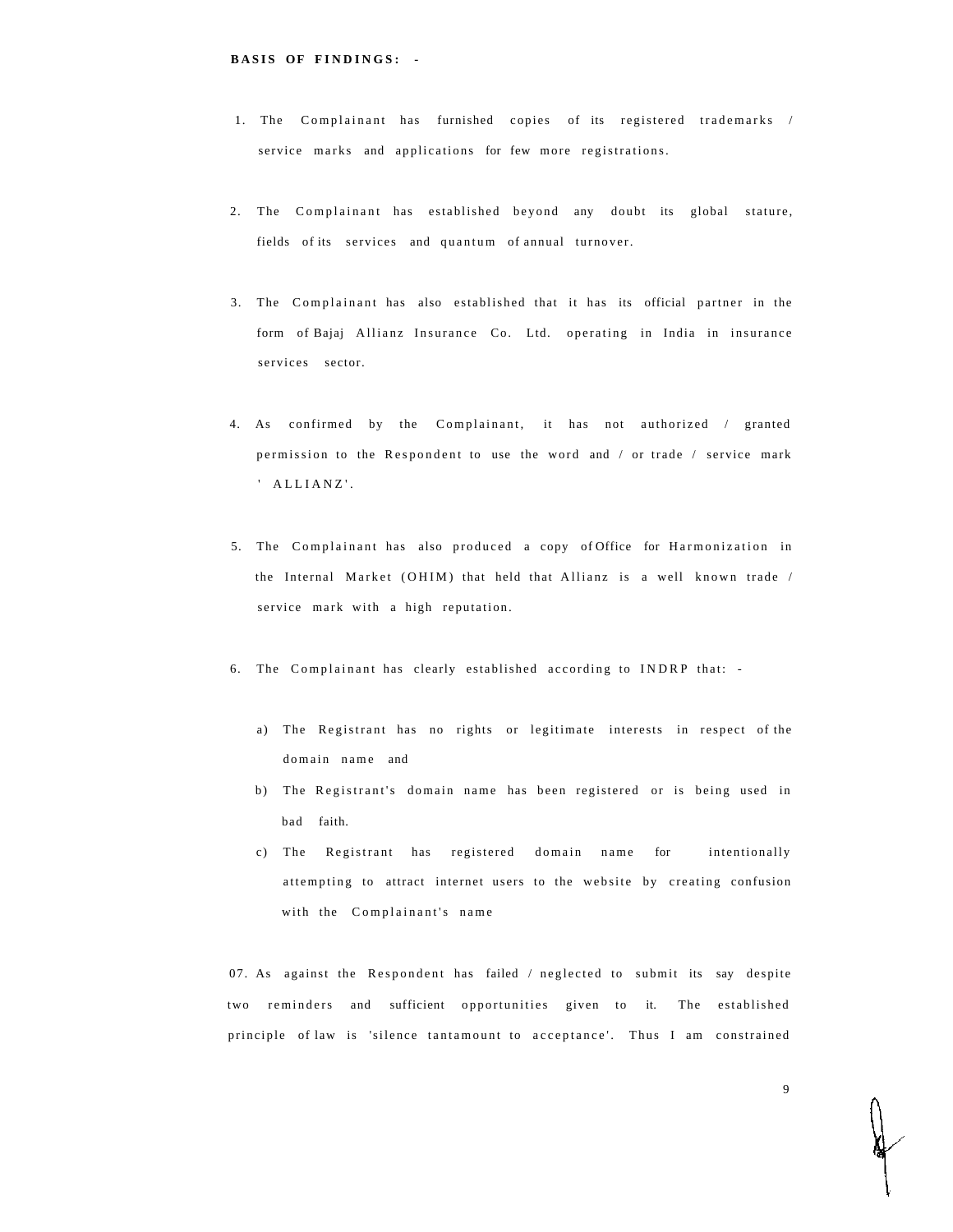**BASIS OF FINDINGS: -**

1. The Complainant has furnished copies of its registered trademarks / service marks and applications for few more registrations.

2. The Complainant has established beyond any doubt its global stature, fields of its services and quantum of annual turnover.

3. The Complainant has also established that it has its official partner in the form of Bajaj Allianz Insurance Co. Ltd. operating in India in insurance services sector.

4. As confirmed by the Complainant, it has not authorized / granted permission to the Respondent to use the word and / or trade / service mark ' ALLIANZ'.

5. The Complainant has also produced a copy of Office for Harmonization in the Internal Market (OHIM) that held that Allianz is a well known trade / service mark with a high reputation.

6. The Complainant has clearly established according to INDRP that: -

   a) The Registrant has no rights or legitimate interests in respect of the domain name and

   b) The Registrant's domain name has been registered or is being used in bad faith.

   c) The Registrant has registered domain name for intentionally attempting to attract internet users to the website by creating confusion with the Complainant's name

07. As against the Respondent has failed / neglected to submit its say despite two reminders and sufficient opportunities given to it. The established principle of law is 'silence tantamount to acceptance'. Thus I am constrained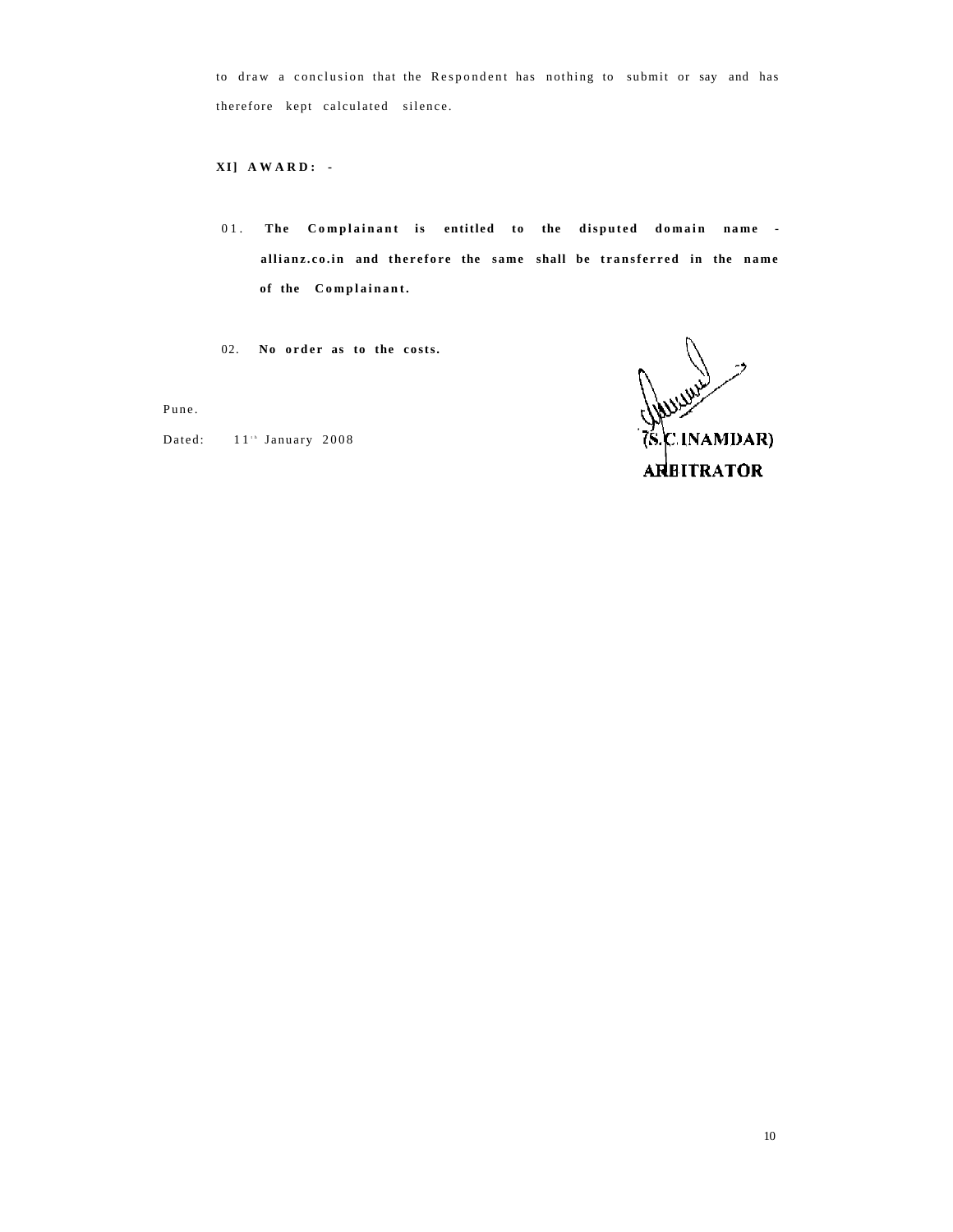to draw a conclusion that the Respondent has nothing to submit or say and has therefore kept calculated silence.

**XI] AWARD: -**

01. **The Complainant is entitled to the disputed domain name - allianz.co.in and therefore the same shall be transferred in the name of the Complainant.**

02. **No order as to the costs.**

Pune.

Dated: 11th January 2008

(S.C.INAMDAR)

ARBITRATOR